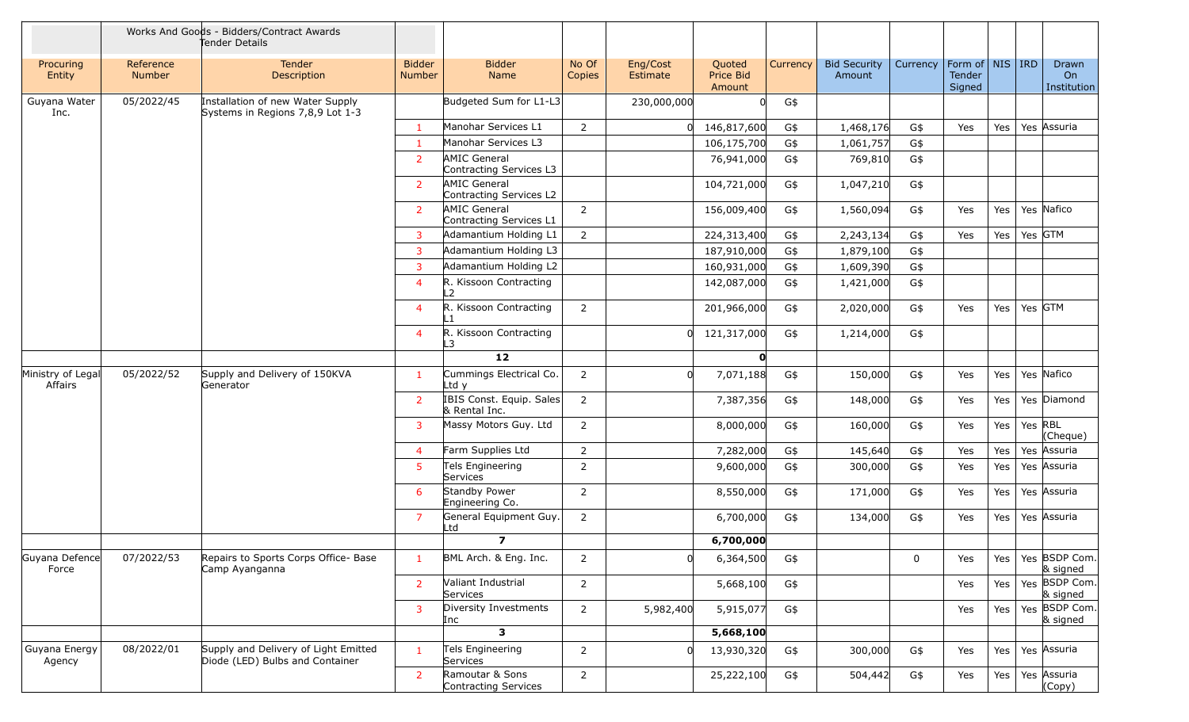| | | Works And Goods - Bidders/Contract Awards Tender Details | | | | | | | | | | | | |
|---|---|---|---|---|---|---|---|---|---|---|---|---|---|---|
| Procuring Entity | Reference Number | Tender Description | Bidder Number | Bidder Name | No Of Copies | Eng/Cost Estimate | Quoted Price Bid Amount | Currency | Bid Security Amount | Currency | Form of Tender Signed | NIS | IRD | Drawn On Institution |
| Guyana Water Inc. | 05/2022/45 | Installation of new Water Supply Systems in Regions 7,8,9 Lot 1-3 | | Budgeted Sum for L1-L3 | | 230,000,000 | 0 | G$ | | | | | | |
| | | | 1 | Manohar Services L1 | 2 | 0 | 146,817,600 | G$ | 1,468,176 | G$ | Yes | Yes | Yes | Assuria |
| | | | 1 | Manohar Services L3 | | | 106,175,700 | G$ | 1,061,757 | G$ | | | | |
| | | | 2 | AMIC General Contracting Services L3 | | | 76,941,000 | G$ | 769,810 | G$ | | | | |
| | | | 2 | AMIC General Contracting Services L2 | | | 104,721,000 | G$ | 1,047,210 | G$ | | | | |
| | | | 2 | AMIC General Contracting Services L1 | 2 | | 156,009,400 | G$ | 1,560,094 | G$ | Yes | Yes | Yes | Nafico |
| | | | 3 | Adamantium Holding L1 | 2 | | 224,313,400 | G$ | 2,243,134 | G$ | Yes | Yes | Yes | GTM |
| | | | 3 | Adamantium Holding L3 | | | 187,910,000 | G$ | 1,879,100 | G$ | | | | |
| | | | 3 | Adamantium Holding L2 | | | 160,931,000 | G$ | 1,609,390 | G$ | | | | |
| | | | 4 | R. Kissoon Contracting L2 | | | 142,087,000 | G$ | 1,421,000 | G$ | | | | |
| | | | 4 | R. Kissoon Contracting L1 | 2 | | 201,966,000 | G$ | 2,020,000 | G$ | Yes | Yes | Yes | GTM |
| | | | 4 | R. Kissoon Contracting L3 | | 0 | 121,317,000 | G$ | 1,214,000 | G$ | | | | |
| | | | | **12** | | | **0** | | | | | | | |
| Ministry of Legal Affairs | 05/2022/52 | Supply and Delivery of 150KVA Generator | 1 | Cummings Electrical Co. Ltd y | 2 | 0 | 7,071,188 | G$ | 150,000 | G$ | Yes | Yes | Yes | Nafico |
| | | | 2 | IBIS Const. Equip. Sales & Rental Inc. | 2 | | 7,387,356 | G$ | 148,000 | G$ | Yes | Yes | Yes | Diamond |
| | | | 3 | Massy Motors Guy. Ltd | 2 | | 8,000,000 | G$ | 160,000 | G$ | Yes | Yes | Yes | RBL (Cheque) |
| | | | 4 | Farm Supplies Ltd | 2 | | 7,282,000 | G$ | 145,640 | G$ | Yes | Yes | Yes | Assuria |
| | | | 5 | Tels Engineering Services | 2 | | 9,600,000 | G$ | 300,000 | G$ | Yes | Yes | Yes | Assuria |
| | | | 6 | Standby Power Engineering Co. | 2 | | 8,550,000 | G$ | 171,000 | G$ | Yes | Yes | Yes | Assuria |
| | | | 7 | General Equipment Guy. Ltd | 2 | | 6,700,000 | G$ | 134,000 | G$ | Yes | Yes | Yes | Assuria |
| | | | | **7** | | | **6,700,000** | | | | | | | |
| Guyana Defence Force | 07/2022/53 | Repairs to Sports Corps Office- Base Camp Ayanganna | 1 | BML Arch. & Eng. Inc. | 2 | 0 | 6,364,500 | G$ | | 0 | Yes | Yes | Yes | BSDP Com. & signed |
| | | | 2 | Valiant Industrial Services | 2 | | 5,668,100 | G$ | | | Yes | Yes | Yes | BSDP Com. & signed |
| | | | 3 | Diversity Investments Inc | 2 | 5,982,400 | 5,915,077 | G$ | | | Yes | Yes | Yes | BSDP Com. & signed |
| | | | | **3** | | | **5,668,100** | | | | | | | |
| Guyana Energy Agency | 08/2022/01 | Supply and Delivery of Light Emitted Diode (LED) Bulbs and Container | 1 | Tels Engineering Services | 2 | 0 | 13,930,320 | G$ | 300,000 | G$ | Yes | Yes | Yes | Assuria |
| | | | 2 | Ramoutar & Sons Contracting Services | 2 | | 25,222,100 | G$ | 504,442 | G$ | Yes | Yes | Yes | Assuria (Copy) |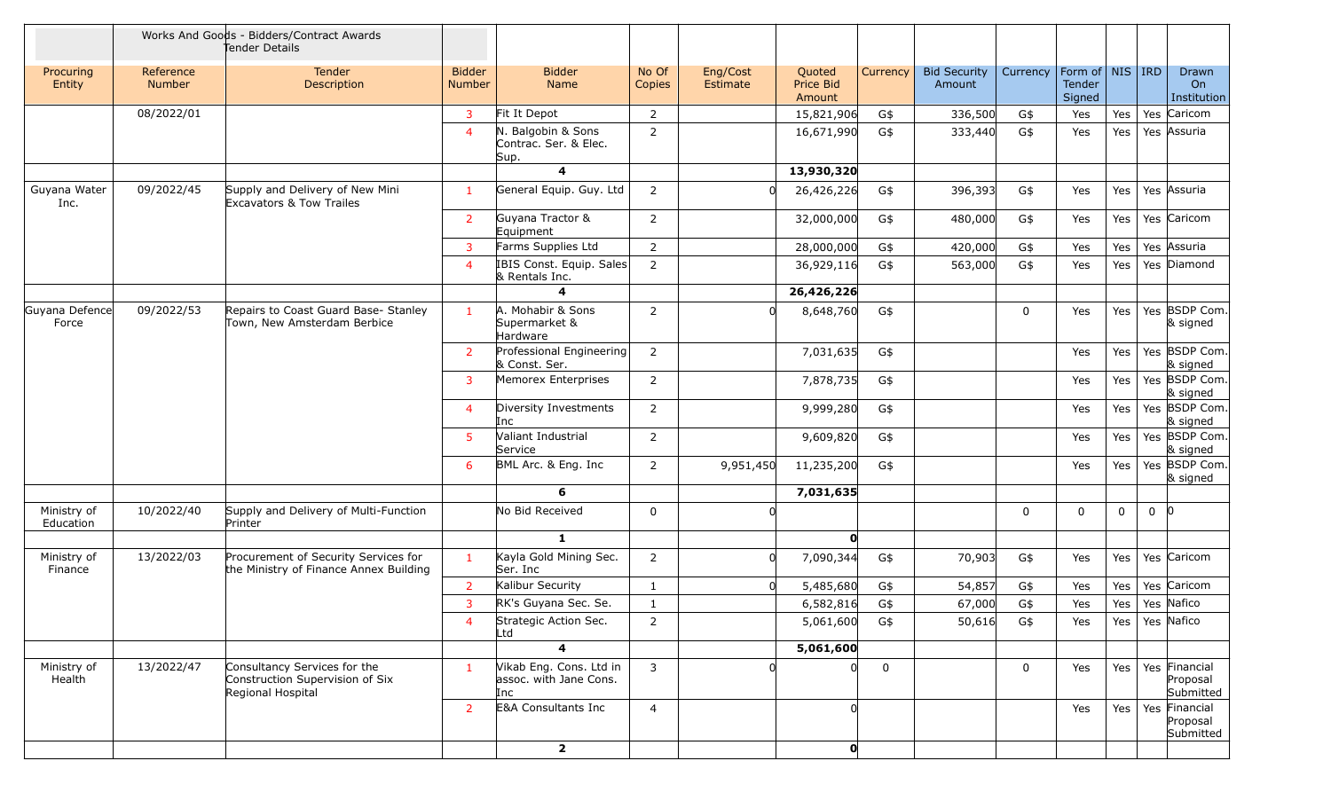| | Works And Goods - Bidders/Contract Awards Tender Details | | | | | | | | | | | | | |
|---|---|---|---|---|---|---|---|---|---|---|---|---|---|---|
| Procuring Entity | Reference Number | Tender Description | Bidder Number | Bidder Name | No Of Copies | Eng/Cost Estimate | Quoted Price Bid Amount | Currency | Bid Security Amount | Currency | Form of Tender Signed | NIS | IRD | Drawn On Institution |
| | 08/2022/01 | | 3 | Fit It Depot | 2 | | 15,821,906 | G$ | 336,500 | G$ | Yes | Yes | Yes | Caricom |
| | | | 4 | N. Balgobin & Sons Contrac. Ser. & Elec. Sup. | 2 | | 16,671,990 | G$ | 333,440 | G$ | Yes | Yes | Yes | Assuria |
| | | | | **4** | | | **13,930,320** | | | | | | | |
| Guyana Water Inc. | 09/2022/45 | Supply and Delivery of New Mini Excavators & Tow Trailes | 1 | General Equip. Guy. Ltd | 2 | 0 | 26,426,226 | G$ | 396,393 | G$ | Yes | Yes | Yes | Assuria |
| | | | 2 | Guyana Tractor & Equipment | 2 | | 32,000,000 | G$ | 480,000 | G$ | Yes | Yes | Yes | Caricom |
| | | | 3 | Farms Supplies Ltd | 2 | | 28,000,000 | G$ | 420,000 | G$ | Yes | Yes | Yes | Assuria |
| | | | 4 | IBIS Const. Equip. Sales & Rentals Inc. | 2 | | 36,929,116 | G$ | 563,000 | G$ | Yes | Yes | Yes | Diamond |
| | | | | **4** | | | **26,426,226** | | | | | | | |
| Guyana Defence Force | 09/2022/53 | Repairs to Coast Guard Base- Stanley Town, New Amsterdam Berbice | 1 | A. Mohabir & Sons Supermarket & Hardware | 2 | 0 | 8,648,760 | G$ | | 0 | Yes | Yes | Yes | BSDP Com. & signed |
| | | | 2 | Professional Engineering & Const. Ser. | 2 | | 7,031,635 | G$ | | | Yes | Yes | Yes | BSDP Com. & signed |
| | | | 3 | Memorex Enterprises | 2 | | 7,878,735 | G$ | | | Yes | Yes | Yes | BSDP Com. & signed |
| | | | 4 | Diversity Investments Inc | 2 | | 9,999,280 | G$ | | | Yes | Yes | Yes | BSDP Com. & signed |
| | | | 5 | Valiant Industrial Service | 2 | | 9,609,820 | G$ | | | Yes | Yes | Yes | BSDP Com. & signed |
| | | | 6 | BML Arc. & Eng. Inc | 2 | 9,951,450 | 11,235,200 | G$ | | | Yes | Yes | Yes | BSDP Com. & signed |
| | | | | **6** | | | **7,031,635** | | | | | | | |
| Ministry of Education | 10/2022/40 | Supply and Delivery of Multi-Function Printer | | No Bid Received | 0 | 0 | | | | 0 | 0 | 0 | 0 | 0 |
| | | | | **1** | | | **0** | | | | | | | |
| Ministry of Finance | 13/2022/03 | Procurement of Security Services for the Ministry of Finance Annex Building | 1 | Kayla Gold Mining Sec. Ser. Inc | 2 | 0 | 7,090,344 | G$ | 70,903 | G$ | Yes | Yes | Yes | Caricom |
| | | | 2 | Kalibur Security | 1 | 0 | 5,485,680 | G$ | 54,857 | G$ | Yes | Yes | Yes | Caricom |
| | | | 3 | RK's Guyana Sec. Se. | 1 | | 6,582,816 | G$ | 67,000 | G$ | Yes | Yes | Yes | Nafico |
| | | | 4 | Strategic Action Sec. Ltd | 2 | | 5,061,600 | G$ | 50,616 | G$ | Yes | Yes | Yes | Nafico |
| | | | | **4** | | | **5,061,600** | | | | | | | |
| Ministry of Health | 13/2022/47 | Consultancy Services for the Construction Supervision of Six Regional Hospital | 1 | Vikab Eng. Cons. Ltd in assoc. with Jane Cons. Inc | 3 | 0 | 0 | 0 | | 0 | Yes | Yes | Yes | Financial Proposal Submitted |
| | | | 2 | E&A Consultants Inc | 4 | | 0 | | | | Yes | Yes | Yes | Financial Proposal Submitted |
| | | | | **2** | | | **0** | | | | | | | |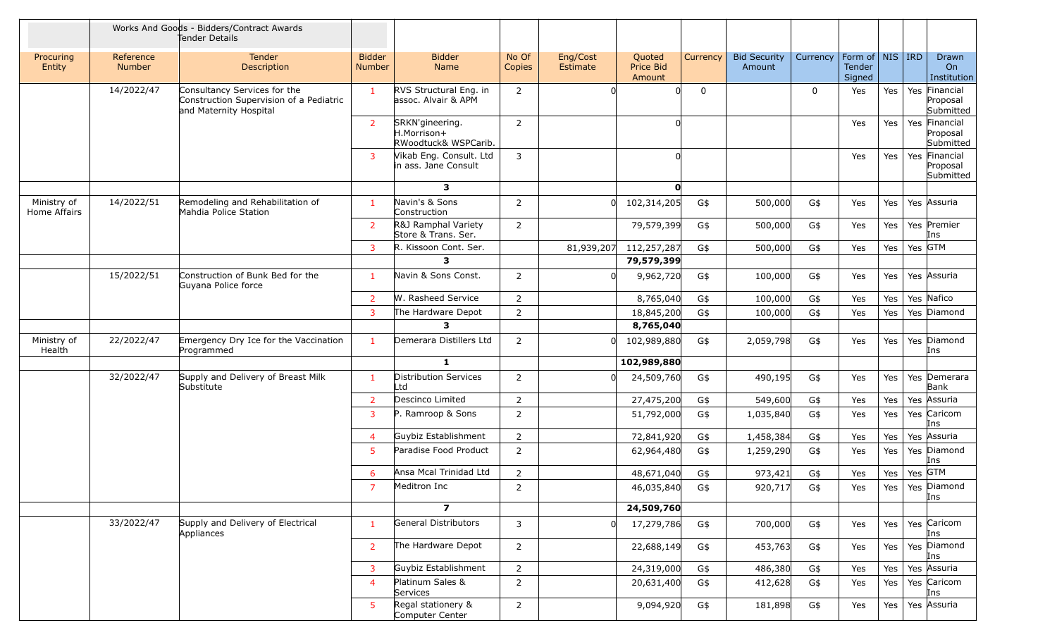| | Works And Goods - Bidders/Contract Awards Tender Details | | | | | | | | | | | | | |
|---|---|---|---|---|---|---|---|---|---|---|---|---|---|---|
| Procuring Entity | Reference Number | Tender Description | Bidder Number | Bidder Name | No Of Copies | Eng/Cost Estimate | Quoted Price Bid Amount | Currency | Bid Security Amount | Currency | Form of Tender Signed | NIS | IRD | Drawn On Institution |
| | 14/2022/47 | Consultancy Services for the Construction Supervision of a Pediatric and Maternity Hospital | 1 | RVS Structural Eng. in assoc. Alvair & APM | 2 | 0 | 0 | 0 | | 0 | Yes | Yes | Yes | Financial Proposal Submitted |
| | | | 2 | SRKN'gineering. H.Morrison+ RWoodtuck& WSPCarib. | 2 | | 0 | | | | Yes | Yes | Yes | Financial Proposal Submitted |
| | | | 3 | Vikab Eng. Consult. Ltd in ass. Jane Consult | 3 | | 0 | | | | Yes | Yes | Yes | Financial Proposal Submitted |
| | | | | **3** | | | **0** | | | | | | | |
| Ministry of Home Affairs | 14/2022/51 | Remodeling and Rehabilitation of Mahdia Police Station | 1 | Navin's & Sons Construction | 2 | 0 | 102,314,205 | G$ | 500,000 | G$ | Yes | Yes | Yes | Assuria |
| | | | 2 | R&J Ramphal Variety Store & Trans. Ser. | 2 | | 79,579,399 | G$ | 500,000 | G$ | Yes | Yes | Yes | Premier Ins |
| | | | 3 | R. Kissoon Cont. Ser. | | 81,939,207 | 112,257,287 | G$ | 500,000 | G$ | Yes | Yes | Yes | GTM |
| | | | | **3** | | | **79,579,399** | | | | | | | |
| | 15/2022/51 | Construction of Bunk Bed for the Guyana Police force | 1 | Navin & Sons Const. | 2 | 0 | 9,962,720 | G$ | 100,000 | G$ | Yes | Yes | Yes | Assuria |
| | | | 2 | W. Rasheed Service | 2 | | 8,765,040 | G$ | 100,000 | G$ | Yes | Yes | Yes | Nafico |
| | | | 3 | The Hardware Depot | 2 | | 18,845,200 | G$ | 100,000 | G$ | Yes | Yes | Yes | Diamond |
| | | | | **3** | | | **8,765,040** | | | | | | | |
| Ministry of Health | 22/2022/47 | Emergency Dry Ice for the Vaccination Programmed | 1 | Demerara Distillers Ltd | 2 | 0 | 102,989,880 | G$ | 2,059,798 | G$ | Yes | Yes | Yes | Diamond Ins |
| | | | | **1** | | | **102,989,880** | | | | | | | |
| | 32/2022/47 | Supply and Delivery of Breast Milk Substitute | 1 | Distribution Services Ltd | 2 | 0 | 24,509,760 | G$ | 490,195 | G$ | Yes | Yes | Yes | Demerara Bank |
| | | | 2 | Descinco Limited | 2 | | 27,475,200 | G$ | 549,600 | G$ | Yes | Yes | Yes | Assuria |
| | | | 3 | P. Ramroop & Sons | 2 | | 51,792,000 | G$ | 1,035,840 | G$ | Yes | Yes | Yes | Caricom Ins |
| | | | 4 | Guybiz Establishment | 2 | | 72,841,920 | G$ | 1,458,384 | G$ | Yes | Yes | Yes | Assuria |
| | | | 5 | Paradise Food Product | 2 | | 62,964,480 | G$ | 1,259,290 | G$ | Yes | Yes | Yes | Diamond Ins |
| | | | 6 | Ansa Mcal Trinidad Ltd | 2 | | 48,671,040 | G$ | 973,421 | G$ | Yes | Yes | Yes | GTM |
| | | | 7 | Meditron Inc | 2 | | 46,035,840 | G$ | 920,717 | G$ | Yes | Yes | Yes | Diamond Ins |
| | | | | **7** | | | **24,509,760** | | | | | | | |
| | 33/2022/47 | Supply and Delivery of Electrical Appliances | 1 | General Distributors | 3 | 0 | 17,279,786 | G$ | 700,000 | G$ | Yes | Yes | Yes | Caricom Ins |
| | | | 2 | The Hardware Depot | 2 | | 22,688,149 | G$ | 453,763 | G$ | Yes | Yes | Yes | Diamond Ins |
| | | | 3 | Guybiz Establishment | 2 | | 24,319,000 | G$ | 486,380 | G$ | Yes | Yes | Yes | Assuria |
| | | | 4 | Platinum Sales & Services | 2 | | 20,631,400 | G$ | 412,628 | G$ | Yes | Yes | Yes | Caricom Ins |
| | | | 5 | Regal stationery & Computer Center | 2 | | 9,094,920 | G$ | 181,898 | G$ | Yes | Yes | Yes | Assuria |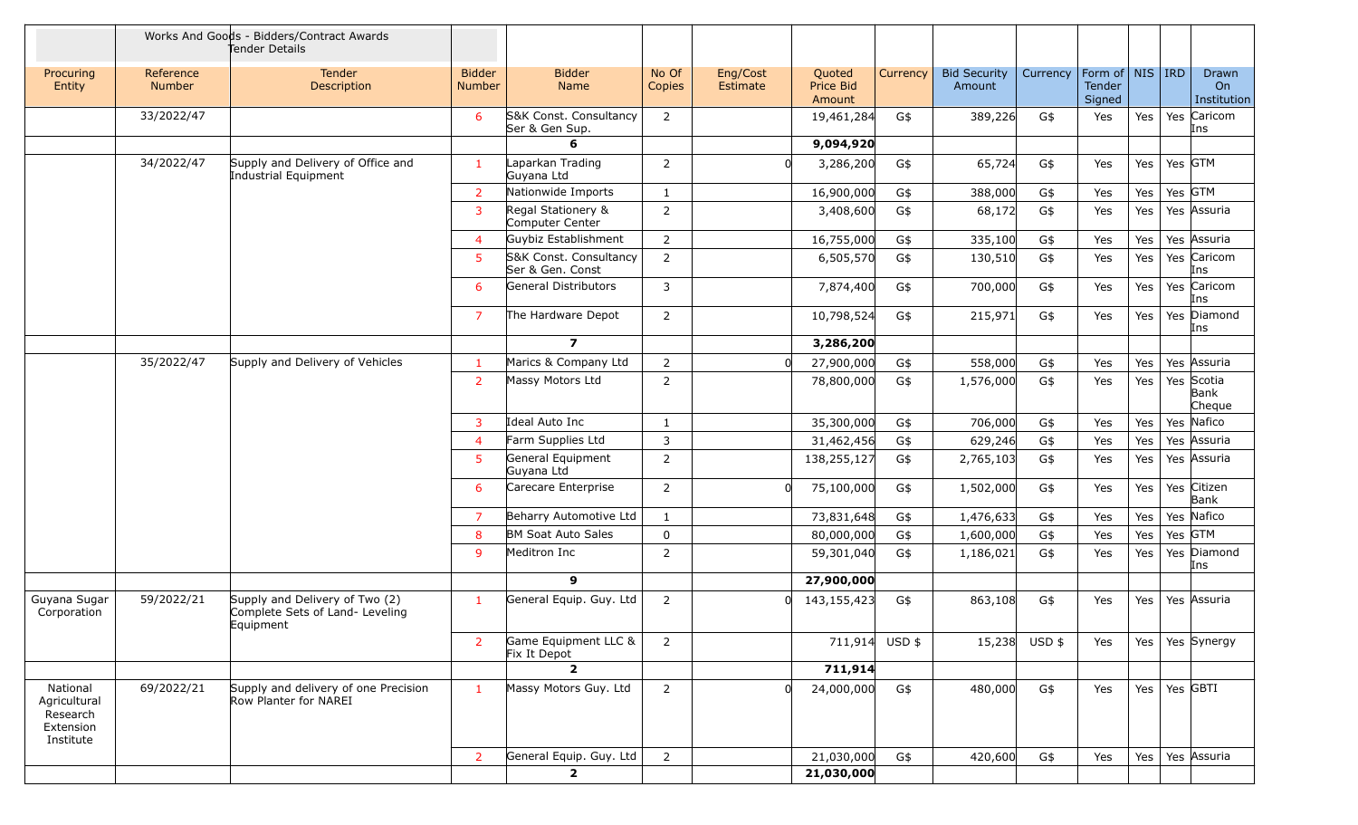| | Works And Goods - Bidders/Contract Awards Tender Details | | | | | | | | | | | | | |
|---|---|---|---|---|---|---|---|---|---|---|---|---|---|---|
| Procuring Entity | Reference Number | Tender Description | Bidder Number | Bidder Name | No Of Copies | Eng/Cost Estimate | Quoted Price Bid Amount | Currency | Bid Security Amount | Currency | Form of Tender Signed | NIS | IRD | Drawn On Institution |
| | 33/2022/47 | | 6 | S&K Const. Consultancy Ser & Gen Sup. | 2 | | 19,461,284 | G$ | 389,226 | G$ | Yes | Yes | Yes | Caricom Ins |
| | | | | **6** | | | **9,094,920** | | | | | | | |
| | 34/2022/47 | Supply and Delivery of Office and Industrial Equipment | 1 | Laparkan Trading Guyana Ltd | 2 | 0 | 3,286,200 | G$ | 65,724 | G$ | Yes | Yes | Yes | GTM |
| | | | 2 | Nationwide Imports | 1 | | 16,900,000 | G$ | 388,000 | G$ | Yes | Yes | Yes | GTM |
| | | | 3 | Regal Stationery & Computer Center | 2 | | 3,408,600 | G$ | 68,172 | G$ | Yes | Yes | Yes | Assuria |
| | | | 4 | Guybiz Establishment | 2 | | 16,755,000 | G$ | 335,100 | G$ | Yes | Yes | Yes | Assuria |
| | | | 5 | S&K Const. Consultancy Ser & Gen. Const | 2 | | 6,505,570 | G$ | 130,510 | G$ | Yes | Yes | Yes | Caricom Ins |
| | | | 6 | General Distributors | 3 | | 7,874,400 | G$ | 700,000 | G$ | Yes | Yes | Yes | Caricom Ins |
| | | | 7 | The Hardware Depot | 2 | | 10,798,524 | G$ | 215,971 | G$ | Yes | Yes | Yes | Diamond Ins |
| | | | | **7** | | | **3,286,200** | | | | | | | |
| | 35/2022/47 | Supply and Delivery of Vehicles | 1 | Marics & Company Ltd | 2 | 0 | 27,900,000 | G$ | 558,000 | G$ | Yes | Yes | Yes | Assuria |
| | | | 2 | Massy Motors Ltd | 2 | | 78,800,000 | G$ | 1,576,000 | G$ | Yes | Yes | Yes | Scotia Bank Cheque |
| | | | 3 | Ideal Auto Inc | 1 | | 35,300,000 | G$ | 706,000 | G$ | Yes | Yes | Yes | Nafico |
| | | | 4 | Farm Supplies Ltd | 3 | | 31,462,456 | G$ | 629,246 | G$ | Yes | Yes | Yes | Assuria |
| | | | 5 | General Equipment Guyana Ltd | 2 | | 138,255,127 | G$ | 2,765,103 | G$ | Yes | Yes | Yes | Assuria |
| | | | 6 | Carecare Enterprise | 2 | 0 | 75,100,000 | G$ | 1,502,000 | G$ | Yes | Yes | Yes | Citizen Bank |
| | | | 7 | Beharry Automotive Ltd | 1 | | 73,831,648 | G$ | 1,476,633 | G$ | Yes | Yes | Yes | Nafico |
| | | | 8 | BM Soat Auto Sales | 0 | | 80,000,000 | G$ | 1,600,000 | G$ | Yes | Yes | Yes | GTM |
| | | | 9 | Meditron Inc | 2 | | 59,301,040 | G$ | 1,186,021 | G$ | Yes | Yes | Yes | Diamond Ins |
| | | | | **9** | | | **27,900,000** | | | | | | | |
| Guyana Sugar Corporation | 59/2022/21 | Supply and Delivery of Two (2) Complete Sets of Land- Leveling Equipment | 1 | General Equip. Guy. Ltd | 2 | 0 | 143,155,423 | G$ | 863,108 | G$ | Yes | Yes | Yes | Assuria |
| | | | 2 | Game Equipment LLC & Fix It Depot | 2 | | 711,914 | USD $ | 15,238 | USD $ | Yes | Yes | Yes | Synergy |
| | | | | **2** | | | **711,914** | | | | | | | |
| National Agricultural Research Extension Institute | 69/2022/21 | Supply and delivery of one Precision Row Planter for NAREI | 1 | Massy Motors Guy. Ltd | 2 | 0 | 24,000,000 | G$ | 480,000 | G$ | Yes | Yes | Yes | GBTI |
| | | | 2 | General Equip. Guy. Ltd | 2 | | 21,030,000 | G$ | 420,600 | G$ | Yes | Yes | Yes | Assuria |
| | | | | **2** | | | **21,030,000** | | | | | | | |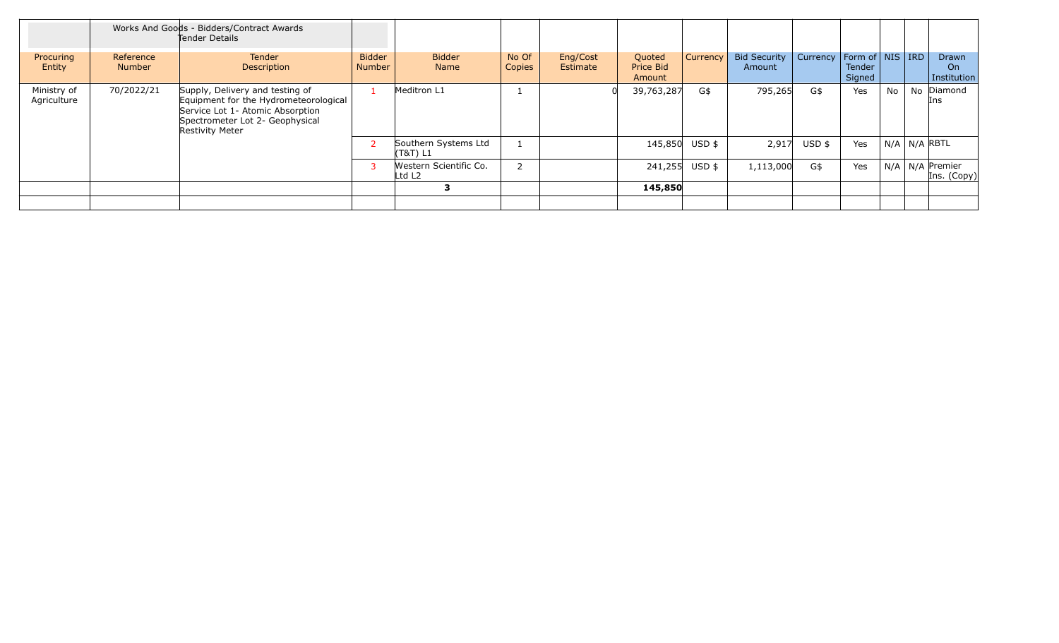| | Works And Goods - Bidders/Contract Awards Tender Details | | | | | | | | | | | | | |
|---|---|---|---|---|---|---|---|---|---|---|---|---|---|---|
| Procuring Entity | Reference Number | Tender Description | Bidder Number | Bidder Name | No Of Copies | Eng/Cost Estimate | Quoted Price Bid Amount | Currency | Bid Security Amount | Currency | Form of Tender Signed | NIS | IRD | Drawn On Institution |
| Ministry of Agriculture | 70/2022/21 | Supply, Delivery and testing of Equipment for the Hydrometeorological Service Lot 1- Atomic Absorption Spectrometer Lot 2- Geophysical Restivity Meter | 1 | Meditron L1 | 1 | 0 | 39,763,287 | G$ | 795,265 | G$ | Yes | No | No | Diamond Ins |
| | | | 2 | Southern Systems Ltd (T&T) L1 | 1 | | 145,850 | USD $ | 2,917 | USD $ | Yes | N/A | N/A | RBTL |
| | | | 3 | Western Scientific Co. Ltd L2 | 2 | | 241,255 | USD $ | 1,113,000 | G$ | Yes | N/A | N/A | Premier Ins. (Copy) |
| | | | | 3 | | | 145,850 | | | | | | | |
| | | | | | | | | | | | | | | |